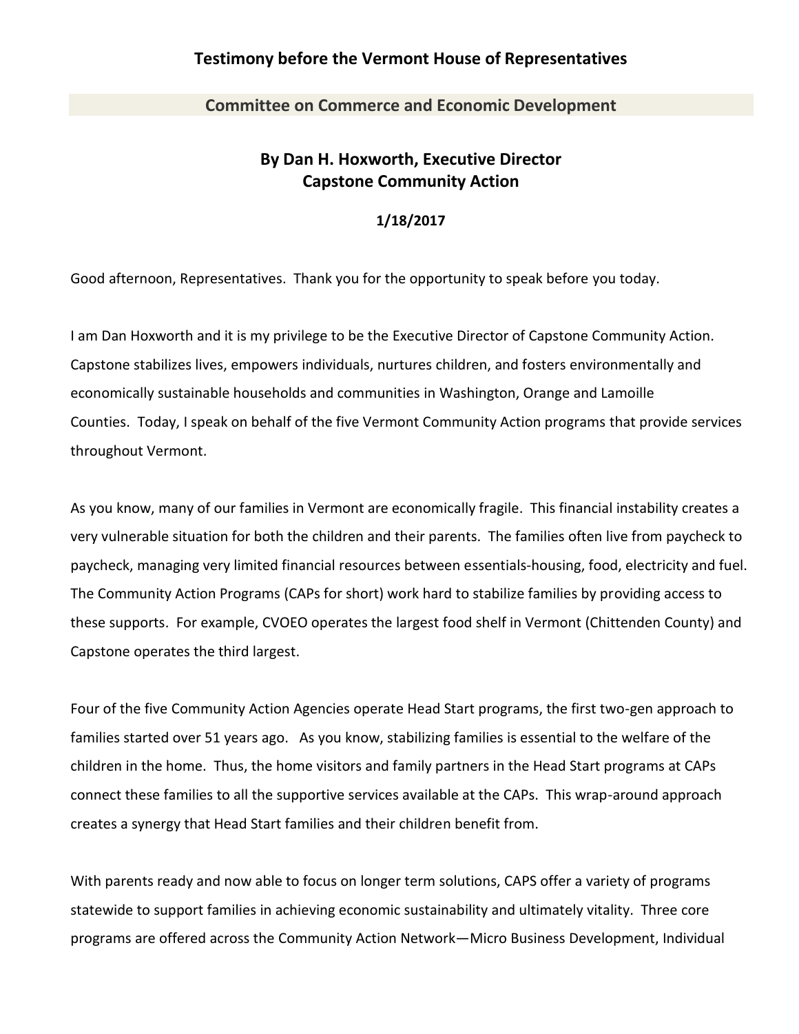# Testimony before the Vermont House of Representatives

## Committee on Commerce and Economic Development

### By Dan H. Hoxworth, Executive Director
### Capstone Community Action

**1/18/2017**

Good afternoon, Representatives. Thank you for the opportunity to speak before you today.

I am Dan Hoxworth and it is my privilege to be the Executive Director of Capstone Community Action. Capstone stabilizes lives, empowers individuals, nurtures children, and fosters environmentally and economically sustainable households and communities in Washington, Orange and Lamoille Counties. Today, I speak on behalf of the five Vermont Community Action programs that provide services throughout Vermont.

As you know, many of our families in Vermont are economically fragile. This financial instability creates a very vulnerable situation for both the children and their parents. The families often live from paycheck to paycheck, managing very limited financial resources between essentials-housing, food, electricity and fuel. The Community Action Programs (CAPs for short) work hard to stabilize families by providing access to these supports. For example, CVOEO operates the largest food shelf in Vermont (Chittenden County) and Capstone operates the third largest.

Four of the five Community Action Agencies operate Head Start programs, the first two-gen approach to families started over 51 years ago. As you know, stabilizing families is essential to the welfare of the children in the home. Thus, the home visitors and family partners in the Head Start programs at CAPs connect these families to all the supportive services available at the CAPs. This wrap-around approach creates a synergy that Head Start families and their children benefit from.

With parents ready and now able to focus on longer term solutions, CAPS offer a variety of programs statewide to support families in achieving economic sustainability and ultimately vitality. Three core programs are offered across the Community Action Network—Micro Business Development, Individual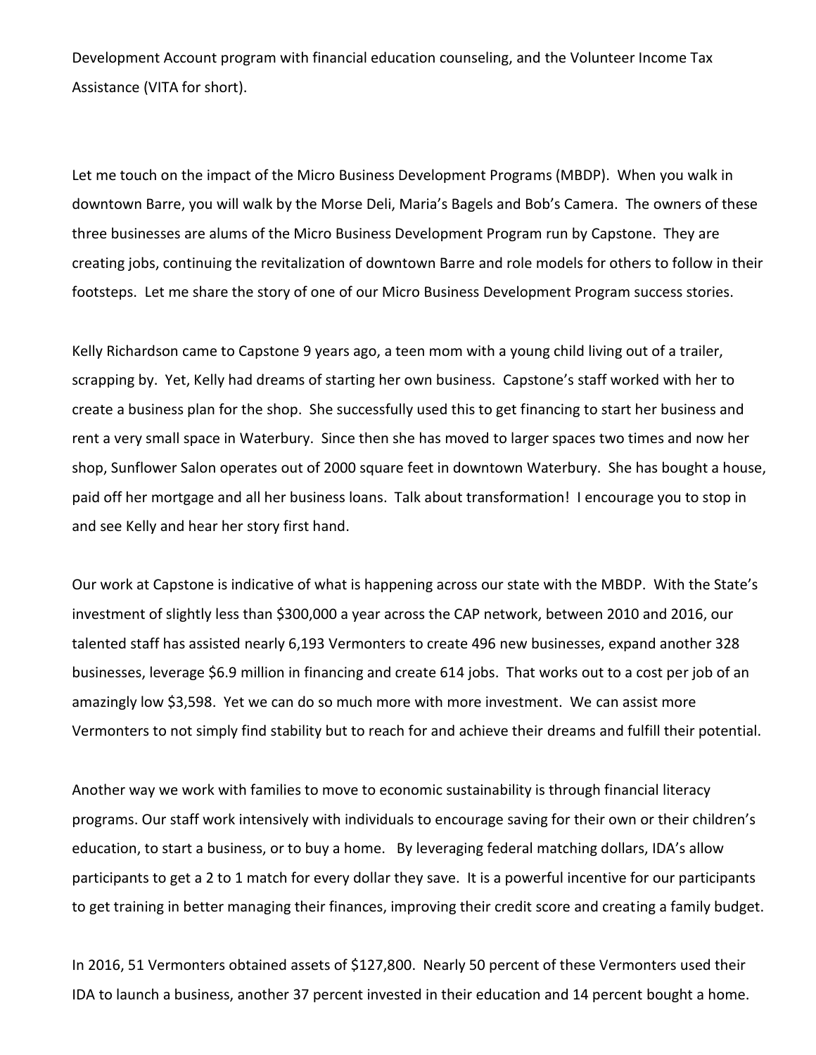Development Account program with financial education counseling, and the Volunteer Income Tax Assistance (VITA for short).

Let me touch on the impact of the Micro Business Development Programs (MBDP). When you walk in downtown Barre, you will walk by the Morse Deli, Maria's Bagels and Bob's Camera. The owners of these three businesses are alums of the Micro Business Development Program run by Capstone. They are creating jobs, continuing the revitalization of downtown Barre and role models for others to follow in their footsteps. Let me share the story of one of our Micro Business Development Program success stories.

Kelly Richardson came to Capstone 9 years ago, a teen mom with a young child living out of a trailer, scrapping by. Yet, Kelly had dreams of starting her own business. Capstone's staff worked with her to create a business plan for the shop. She successfully used this to get financing to start her business and rent a very small space in Waterbury. Since then she has moved to larger spaces two times and now her shop, Sunflower Salon operates out of 2000 square feet in downtown Waterbury. She has bought a house, paid off her mortgage and all her business loans. Talk about transformation! I encourage you to stop in and see Kelly and hear her story first hand.

Our work at Capstone is indicative of what is happening across our state with the MBDP. With the State's investment of slightly less than $300,000 a year across the CAP network, between 2010 and 2016, our talented staff has assisted nearly 6,193 Vermonters to create 496 new businesses, expand another 328 businesses, leverage $6.9 million in financing and create 614 jobs. That works out to a cost per job of an amazingly low $3,598. Yet we can do so much more with more investment. We can assist more Vermonters to not simply find stability but to reach for and achieve their dreams and fulfill their potential.

Another way we work with families to move to economic sustainability is through financial literacy programs. Our staff work intensively with individuals to encourage saving for their own or their children's education, to start a business, or to buy a home. By leveraging federal matching dollars, IDA's allow participants to get a 2 to 1 match for every dollar they save. It is a powerful incentive for our participants to get training in better managing their finances, improving their credit score and creating a family budget.

In 2016, 51 Vermonters obtained assets of $127,800. Nearly 50 percent of these Vermonters used their IDA to launch a business, another 37 percent invested in their education and 14 percent bought a home.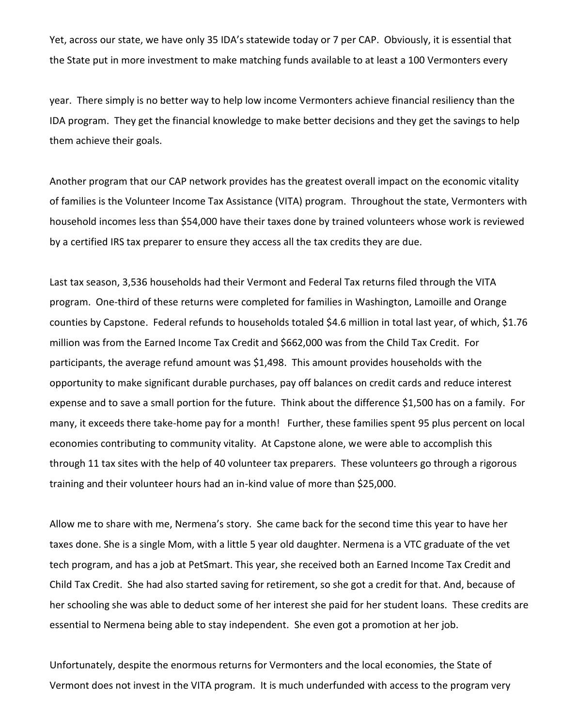Yet, across our state, we have only 35 IDA's statewide today or 7 per CAP. Obviously, it is essential that the State put in more investment to make matching funds available to at least a 100 Vermonters every

year. There simply is no better way to help low income Vermonters achieve financial resiliency than the IDA program. They get the financial knowledge to make better decisions and they get the savings to help them achieve their goals.

Another program that our CAP network provides has the greatest overall impact on the economic vitality of families is the Volunteer Income Tax Assistance (VITA) program. Throughout the state, Vermonters with household incomes less than $54,000 have their taxes done by trained volunteers whose work is reviewed by a certified IRS tax preparer to ensure they access all the tax credits they are due.

Last tax season, 3,536 households had their Vermont and Federal Tax returns filed through the VITA program. One-third of these returns were completed for families in Washington, Lamoille and Orange counties by Capstone. Federal refunds to households totaled $4.6 million in total last year, of which, $1.76 million was from the Earned Income Tax Credit and $662,000 was from the Child Tax Credit. For participants, the average refund amount was $1,498. This amount provides households with the opportunity to make significant durable purchases, pay off balances on credit cards and reduce interest expense and to save a small portion for the future. Think about the difference $1,500 has on a family. For many, it exceeds there take-home pay for a month! Further, these families spent 95 plus percent on local economies contributing to community vitality. At Capstone alone, we were able to accomplish this through 11 tax sites with the help of 40 volunteer tax preparers. These volunteers go through a rigorous training and their volunteer hours had an in-kind value of more than $25,000.

Allow me to share with me, Nermena's story. She came back for the second time this year to have her taxes done. She is a single Mom, with a little 5 year old daughter. Nermena is a VTC graduate of the vet tech program, and has a job at PetSmart. This year, she received both an Earned Income Tax Credit and Child Tax Credit. She had also started saving for retirement, so she got a credit for that. And, because of her schooling she was able to deduct some of her interest she paid for her student loans. These credits are essential to Nermena being able to stay independent. She even got a promotion at her job.

Unfortunately, despite the enormous returns for Vermonters and the local economies, the State of Vermont does not invest in the VITA program. It is much underfunded with access to the program very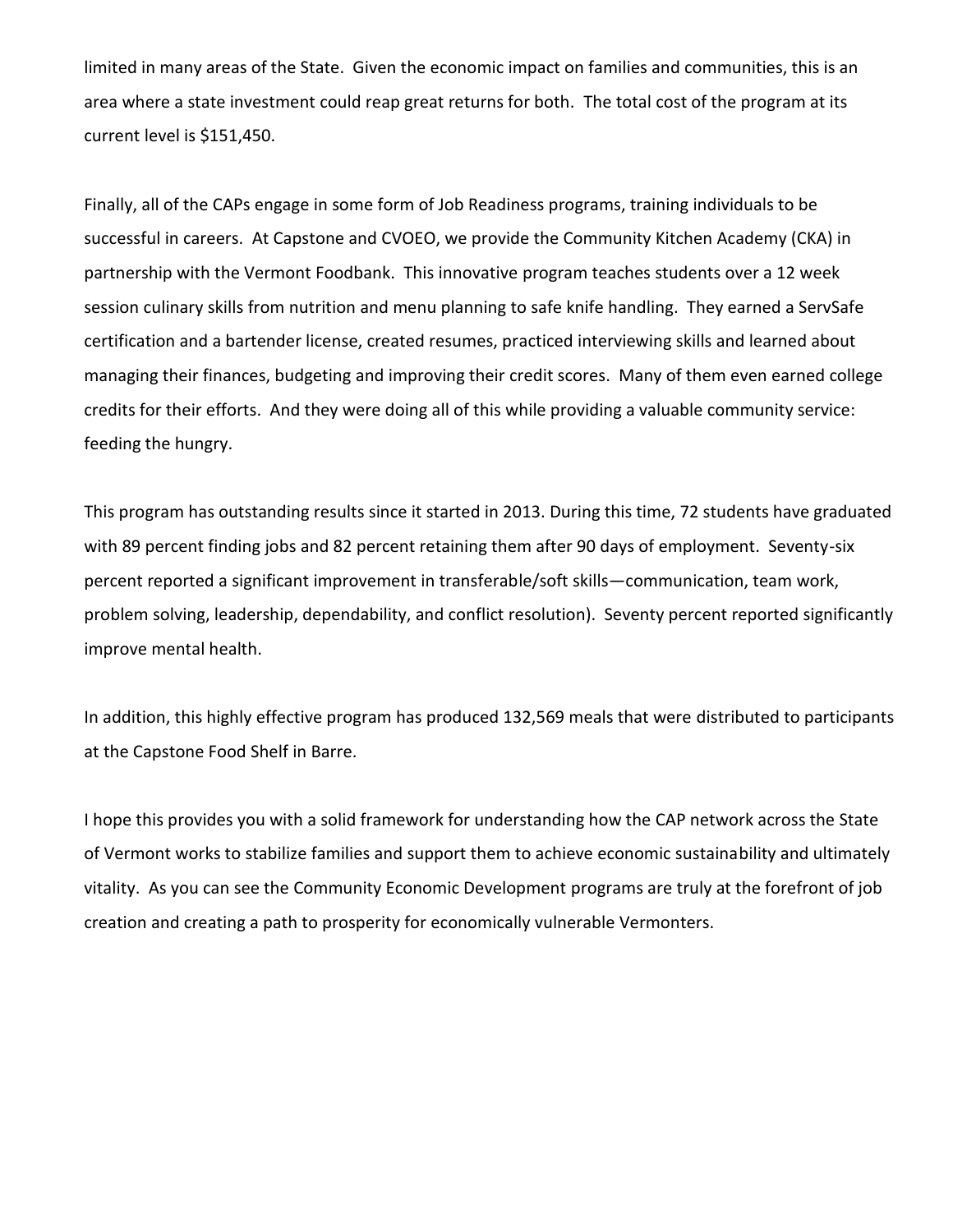limited in many areas of the State. Given the economic impact on families and communities, this is an area where a state investment could reap great returns for both. The total cost of the program at its current level is $151,450.

Finally, all of the CAPs engage in some form of Job Readiness programs, training individuals to be successful in careers. At Capstone and CVOEO, we provide the Community Kitchen Academy (CKA) in partnership with the Vermont Foodbank. This innovative program teaches students over a 12 week session culinary skills from nutrition and menu planning to safe knife handling. They earned a ServSafe certification and a bartender license, created resumes, practiced interviewing skills and learned about managing their finances, budgeting and improving their credit scores. Many of them even earned college credits for their efforts. And they were doing all of this while providing a valuable community service: feeding the hungry.

This program has outstanding results since it started in 2013. During this time, 72 students have graduated with 89 percent finding jobs and 82 percent retaining them after 90 days of employment. Seventy-six percent reported a significant improvement in transferable/soft skills—communication, team work, problem solving, leadership, dependability, and conflict resolution). Seventy percent reported significantly improve mental health.

In addition, this highly effective program has produced 132,569 meals that were distributed to participants at the Capstone Food Shelf in Barre.

I hope this provides you with a solid framework for understanding how the CAP network across the State of Vermont works to stabilize families and support them to achieve economic sustainability and ultimately vitality. As you can see the Community Economic Development programs are truly at the forefront of job creation and creating a path to prosperity for economically vulnerable Vermonters.